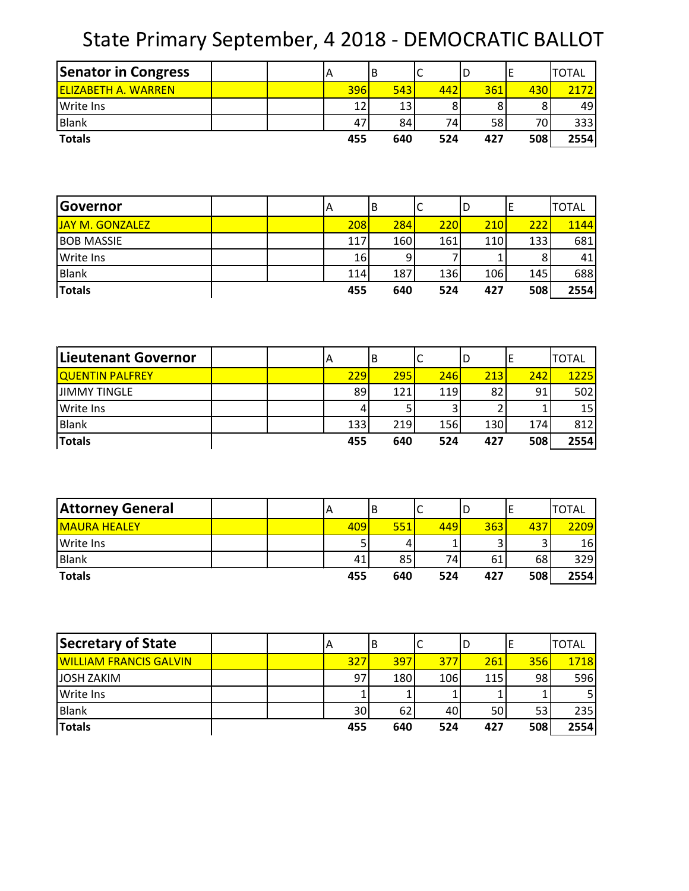# State Primary September, 4 2018 - DEMOCRATIC BALLOT

| Senator in Congress | A | B | C | D | E | TOTAL |
|---|---|---|---|---|---|---|
| ELIZABETH A. WARREN | 396 | 543 | 442 | 361 | 430 | 2172 |
| Write Ins | 12 | 13 | 8 | 8 | 8 | 49 |
| Blank | 47 | 84 | 74 | 58 | 70 | 333 |
| **Totals** | **455** | **640** | **524** | **427** | **508** | **2554** |

| Governor | A | B | C | D | E | TOTAL |
|---|---|---|---|---|---|---|
| JAY M. GONZALEZ | 208 | 284 | 220 | 210 | 222 | 1144 |
| BOB MASSIE | 117 | 160 | 161 | 110 | 133 | 681 |
| Write Ins | 16 | 9 | 7 | 1 | 8 | 41 |
| Blank | 114 | 187 | 136 | 106 | 145 | 688 |
| **Totals** | **455** | **640** | **524** | **427** | **508** | **2554** |

| Lieutenant Governor | A | B | C | D | E | TOTAL |
|---|---|---|---|---|---|---|
| QUENTIN PALFREY | 229 | 295 | 246 | 213 | 242 | 1225 |
| JIMMY TINGLE | 89 | 121 | 119 | 82 | 91 | 502 |
| Write Ins | 4 | 5 | 3 | 2 | 1 | 15 |
| Blank | 133 | 219 | 156 | 130 | 174 | 812 |
| **Totals** | **455** | **640** | **524** | **427** | **508** | **2554** |

| Attorney General | A | B | C | D | E | TOTAL |
|---|---|---|---|---|---|---|
| MAURA HEALEY | 409 | 551 | 449 | 363 | 437 | 2209 |
| Write Ins | 5 | 4 | 1 | 3 | 3 | 16 |
| Blank | 41 | 85 | 74 | 61 | 68 | 329 |
| **Totals** | **455** | **640** | **524** | **427** | **508** | **2554** |

| Secretary of State | A | B | C | D | E | TOTAL |
|---|---|---|---|---|---|---|
| WILLIAM FRANCIS GALVIN | 327 | 397 | 377 | 261 | 356 | 1718 |
| JOSH ZAKIM | 97 | 180 | 106 | 115 | 98 | 596 |
| Write Ins | 1 | 1 | 1 | 1 | 1 | 5 |
| Blank | 30 | 62 | 40 | 50 | 53 | 235 |
| **Totals** | **455** | **640** | **524** | **427** | **508** | **2554** |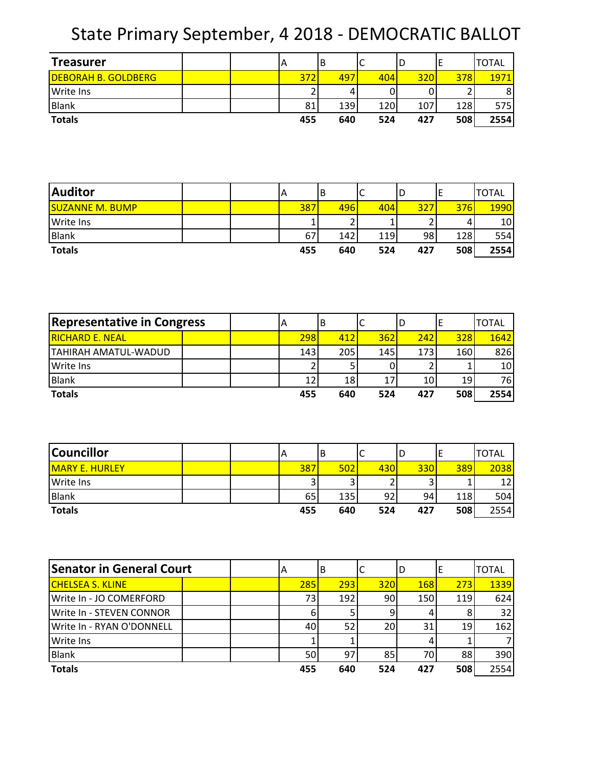# State Primary September, 4 2018 - DEMOCRATIC BALLOT

| Treasurer | A | B | C | D | E | TOTAL |
|---|---|---|---|---|---|---|
| DEBORAH B. GOLDBERG | 372 | 497 | 404 | 320 | 378 | 1971 |
| Write Ins | 2 | 4 | 0 | 0 | 2 | 8 |
| Blank | 81 | 139 | 120 | 107 | 128 | 575 |
| **Totals** | **455** | **640** | **524** | **427** | **508** | **2554** |

| Auditor | A | B | C | D | E | TOTAL |
|---|---|---|---|---|---|---|
| SUZANNE M. BUMP | 387 | 496 | 404 | 327 | 376 | 1990 |
| Write Ins | 1 | 2 | 1 | 2 | 4 | 10 |
| Blank | 67 | 142 | 119 | 98 | 128 | 554 |
| **Totals** | **455** | **640** | **524** | **427** | **508** | **2554** |

| Representative in Congress | A | B | C | D | E | TOTAL |
|---|---|---|---|---|---|---|
| RICHARD E. NEAL | 298 | 412 | 362 | 242 | 328 | 1642 |
| TAHIRAH AMATUL-WADUD | 143 | 205 | 145 | 173 | 160 | 826 |
| Write Ins | 2 | 5 | 0 | 2 | 1 | 10 |
| Blank | 12 | 18 | 17 | 10 | 19 | 76 |
| **Totals** | **455** | **640** | **524** | **427** | **508** | **2554** |

| Councillor | A | B | C | D | E | TOTAL |
|---|---|---|---|---|---|---|
| MARY E. HURLEY | 387 | 502 | 430 | 330 | 389 | 2038 |
| Write Ins | 3 | 3 | 2 | 3 | 1 | 12 |
| Blank | 65 | 135 | 92 | 94 | 118 | 504 |
| **Totals** | **455** | **640** | **524** | **427** | **508** | 2554 |

| Senator in General Court | A | B | C | D | E | TOTAL |
|---|---|---|---|---|---|---|
| CHELSEA S. KLINE | 285 | 293 | 320 | 168 | 273 | 1339 |
| Write In - JO COMERFORD | 73 | 192 | 90 | 150 | 119 | 624 |
| Write In - STEVEN CONNOR | 6 | 5 | 9 | 4 | 8 | 32 |
| Write In - RYAN O'DONNELL | 40 | 52 | 20 | 31 | 19 | 162 |
| Write Ins | 1 | 1 | | 4 | 1 | 7 |
| Blank | 50 | 97 | 85 | 70 | 88 | 390 |
| **Totals** | **455** | **640** | **524** | **427** | **508** | 2554 |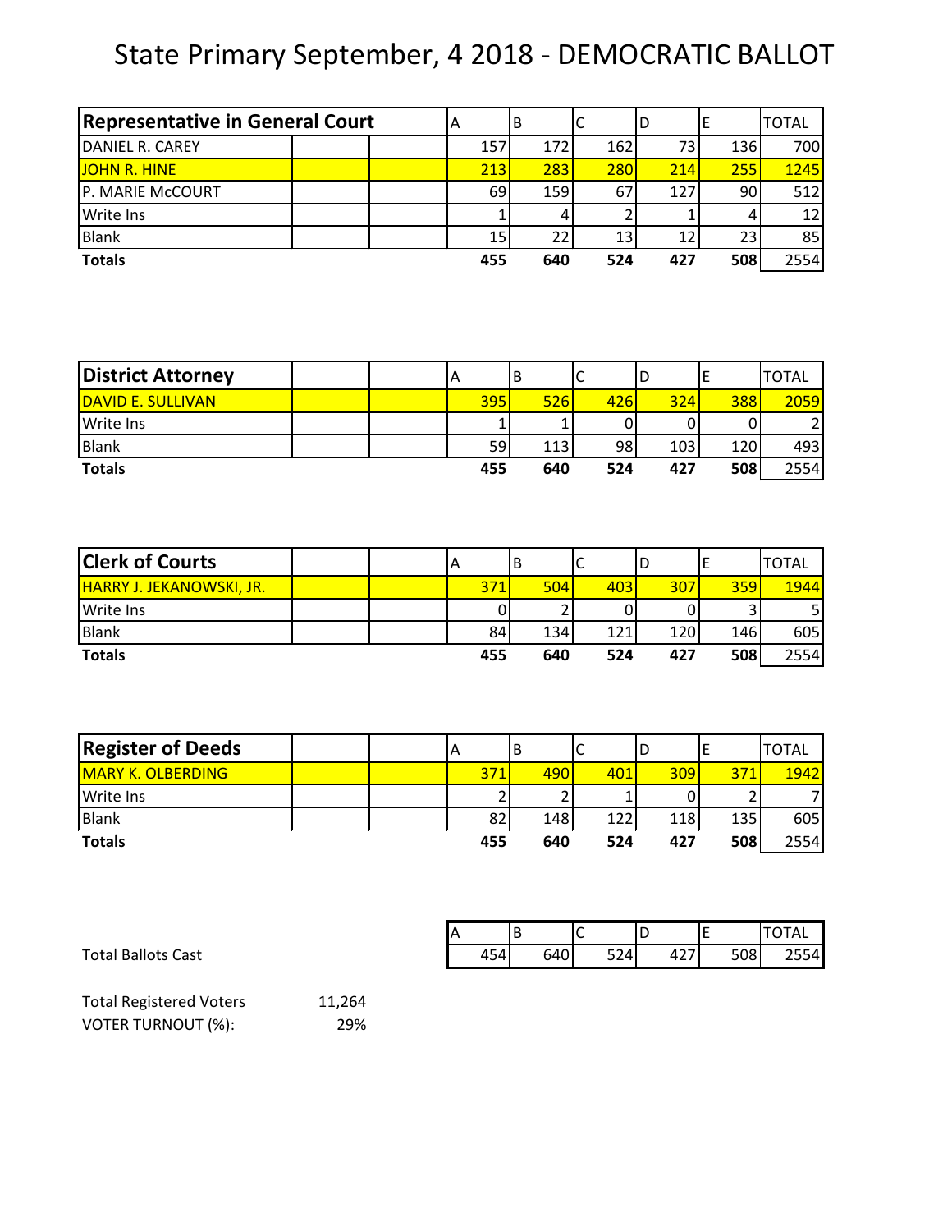# State Primary September, 4 2018 - DEMOCRATIC BALLOT

| Representative in General Court | A | B | C | D | E | TOTAL |
|---|---|---|---|---|---|---|
| DANIEL R. CAREY | 157 | 172 | 162 | 73 | 136 | 700 |
| JOHN R. HINE | 213 | 283 | 280 | 214 | 255 | 1245 |
| P. MARIE McCOURT | 69 | 159 | 67 | 127 | 90 | 512 |
| Write Ins | 1 | 4 | 2 | 1 | 4 | 12 |
| Blank | 15 | 22 | 13 | 12 | 23 | 85 |
| **Totals** | **455** | **640** | **524** | **427** | **508** | 2554 |

| District Attorney | A | B | C | D | E | TOTAL |
|---|---|---|---|---|---|---|
| DAVID E. SULLIVAN | 395 | 526 | 426 | 324 | 388 | 2059 |
| Write Ins | 1 | 1 | 0 | 0 | 0 | 2 |
| Blank | 59 | 113 | 98 | 103 | 120 | 493 |
| **Totals** | **455** | **640** | **524** | **427** | **508** | 2554 |

| Clerk of Courts | A | B | C | D | E | TOTAL |
|---|---|---|---|---|---|---|
| HARRY J. JEKANOWSKI, JR. | 371 | 504 | 403 | 307 | 359 | 1944 |
| Write Ins | 0 | 2 | 0 | 0 | 3 | 5 |
| Blank | 84 | 134 | 121 | 120 | 146 | 605 |
| **Totals** | **455** | **640** | **524** | **427** | **508** | 2554 |

| Register of Deeds | A | B | C | D | E | TOTAL |
|---|---|---|---|---|---|---|
| MARY K. OLBERDING | 371 | 490 | 401 | 309 | 371 | 1942 |
| Write Ins | 2 | 2 | 1 | 0 | 2 | 7 |
| Blank | 82 | 148 | 122 | 118 | 135 | 605 |
| **Totals** | **455** | **640** | **524** | **427** | **508** | 2554 |

| | A | B | C | D | E | TOTAL |
|---|---|---|---|---|---|---|
| Total Ballots Cast | 454 | 640 | 524 | 427 | 508 | 2554 |

Total Registered Voters 11,264

VOTER TURNOUT (%): 29%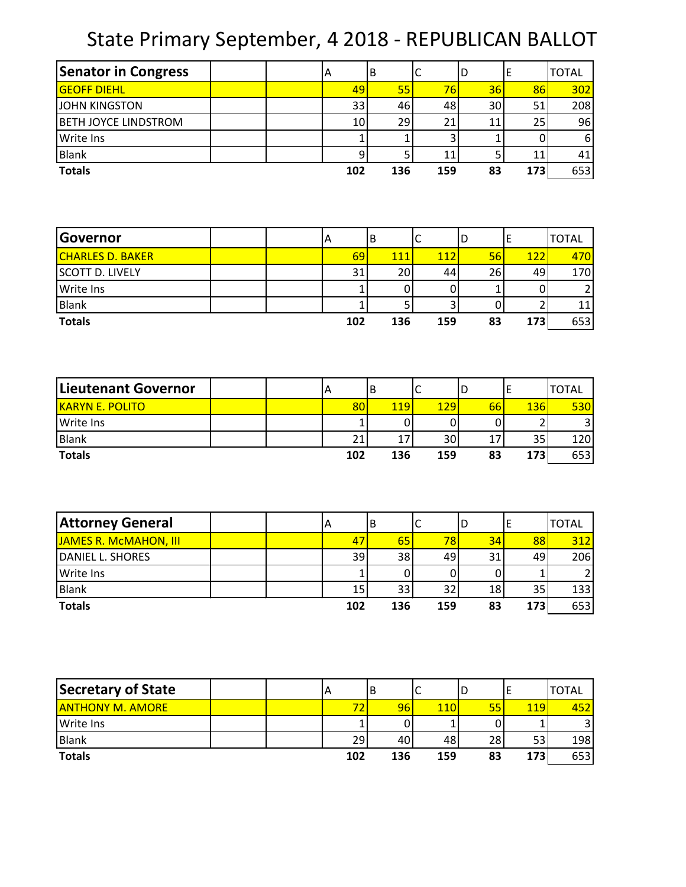# State Primary September, 4 2018 - REPUBLICAN BALLOT

| Senator in Congress | | | A | B | C | D | E | TOTAL |
|---|---|---|---|---|---|---|---|---|
| GEOFF DIEHL | | | 49 | 55 | 76 | 36 | 86 | 302 |
| JOHN KINGSTON | | | 33 | 46 | 48 | 30 | 51 | 208 |
| BETH JOYCE LINDSTROM | | | 10 | 29 | 21 | 11 | 25 | 96 |
| Write Ins | | | 1 | 1 | 3 | 1 | 0 | 6 |
| Blank | | | 9 | 5 | 11 | 5 | 11 | 41 |
| **Totals** | | | **102** | **136** | **159** | **83** | **173** | 653 |

| Governor | | | A | B | C | D | E | TOTAL |
|---|---|---|---|---|---|---|---|---|
| CHARLES D. BAKER | | | 69 | 111 | 112 | 56 | 122 | 470 |
| SCOTT D. LIVELY | | | 31 | 20 | 44 | 26 | 49 | 170 |
| Write Ins | | | 1 | 0 | 0 | 1 | 0 | 2 |
| Blank | | | 1 | 5 | 3 | 0 | 2 | 11 |
| **Totals** | | | **102** | **136** | **159** | **83** | **173** | 653 |

| Lieutenant Governor | | | A | B | C | D | E | TOTAL |
|---|---|---|---|---|---|---|---|---|
| KARYN E. POLITO | | | 80 | 119 | 129 | 66 | 136 | 530 |
| Write Ins | | | 1 | 0 | 0 | 0 | 2 | 3 |
| Blank | | | 21 | 17 | 30 | 17 | 35 | 120 |
| **Totals** | | | **102** | **136** | **159** | **83** | **173** | 653 |

| Attorney General | | | A | B | C | D | E | TOTAL |
|---|---|---|---|---|---|---|---|---|
| JAMES R. McMAHON, III | | | 47 | 65 | 78 | 34 | 88 | 312 |
| DANIEL L. SHORES | | | 39 | 38 | 49 | 31 | 49 | 206 |
| Write Ins | | | 1 | 0 | 0 | 0 | 1 | 2 |
| Blank | | | 15 | 33 | 32 | 18 | 35 | 133 |
| **Totals** | | | **102** | **136** | **159** | **83** | **173** | 653 |

| Secretary of State | | | A | B | C | D | E | TOTAL |
|---|---|---|---|---|---|---|---|---|
| ANTHONY M. AMORE | | | 72 | 96 | 110 | 55 | 119 | 452 |
| Write Ins | | | 1 | 0 | 1 | 0 | 1 | 3 |
| Blank | | | 29 | 40 | 48 | 28 | 53 | 198 |
| **Totals** | | | **102** | **136** | **159** | **83** | **173** | 653 |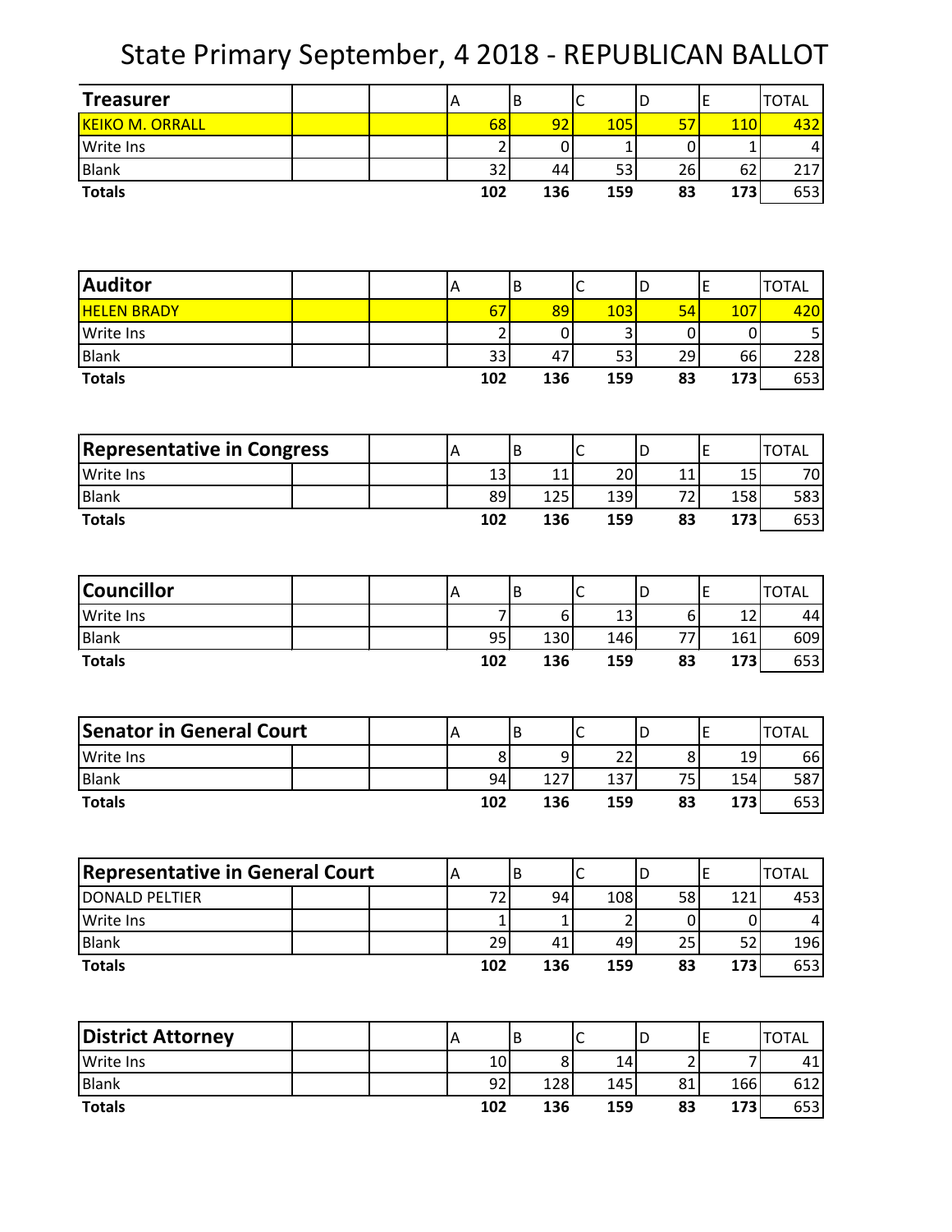# State Primary September, 4 2018 - REPUBLICAN BALLOT

| Treasurer | A | B | C | D | E | TOTAL |
|---|---|---|---|---|---|---|
| KEIKO M. ORRALL | 68 | 92 | 105 | 57 | 110 | 432 |
| Write Ins | 2 | 0 | 1 | 0 | 1 | 4 |
| Blank | 32 | 44 | 53 | 26 | 62 | 217 |
| **Totals** | **102** | **136** | **159** | **83** | **173** | 653 |

| Auditor | A | B | C | D | E | TOTAL |
|---|---|---|---|---|---|---|
| HELEN BRADY | 67 | 89 | 103 | 54 | 107 | 420 |
| Write Ins | 2 | 0 | 3 | 0 | 0 | 5 |
| Blank | 33 | 47 | 53 | 29 | 66 | 228 |
| **Totals** | **102** | **136** | **159** | **83** | **173** | 653 |

| Representative in Congress | A | B | C | D | E | TOTAL |
|---|---|---|---|---|---|---|
| Write Ins | 13 | 11 | 20 | 11 | 15 | 70 |
| Blank | 89 | 125 | 139 | 72 | 158 | 583 |
| **Totals** | **102** | **136** | **159** | **83** | **173** | 653 |

| Councillor | A | B | C | D | E | TOTAL |
|---|---|---|---|---|---|---|
| Write Ins | 7 | 6 | 13 | 6 | 12 | 44 |
| Blank | 95 | 130 | 146 | 77 | 161 | 609 |
| **Totals** | **102** | **136** | **159** | **83** | **173** | 653 |

| Senator in General Court | A | B | C | D | E | TOTAL |
|---|---|---|---|---|---|---|
| Write Ins | 8 | 9 | 22 | 8 | 19 | 66 |
| Blank | 94 | 127 | 137 | 75 | 154 | 587 |
| **Totals** | **102** | **136** | **159** | **83** | **173** | 653 |

| Representative in General Court | A | B | C | D | E | TOTAL |
|---|---|---|---|---|---|---|
| DONALD PELTIER | 72 | 94 | 108 | 58 | 121 | 453 |
| Write Ins | 1 | 1 | 2 | 0 | 0 | 4 |
| Blank | 29 | 41 | 49 | 25 | 52 | 196 |
| **Totals** | **102** | **136** | **159** | **83** | **173** | 653 |

| District Attorney | A | B | C | D | E | TOTAL |
|---|---|---|---|---|---|---|
| Write Ins | 10 | 8 | 14 | 2 | 7 | 41 |
| Blank | 92 | 128 | 145 | 81 | 166 | 612 |
| **Totals** | **102** | **136** | **159** | **83** | **173** | 653 |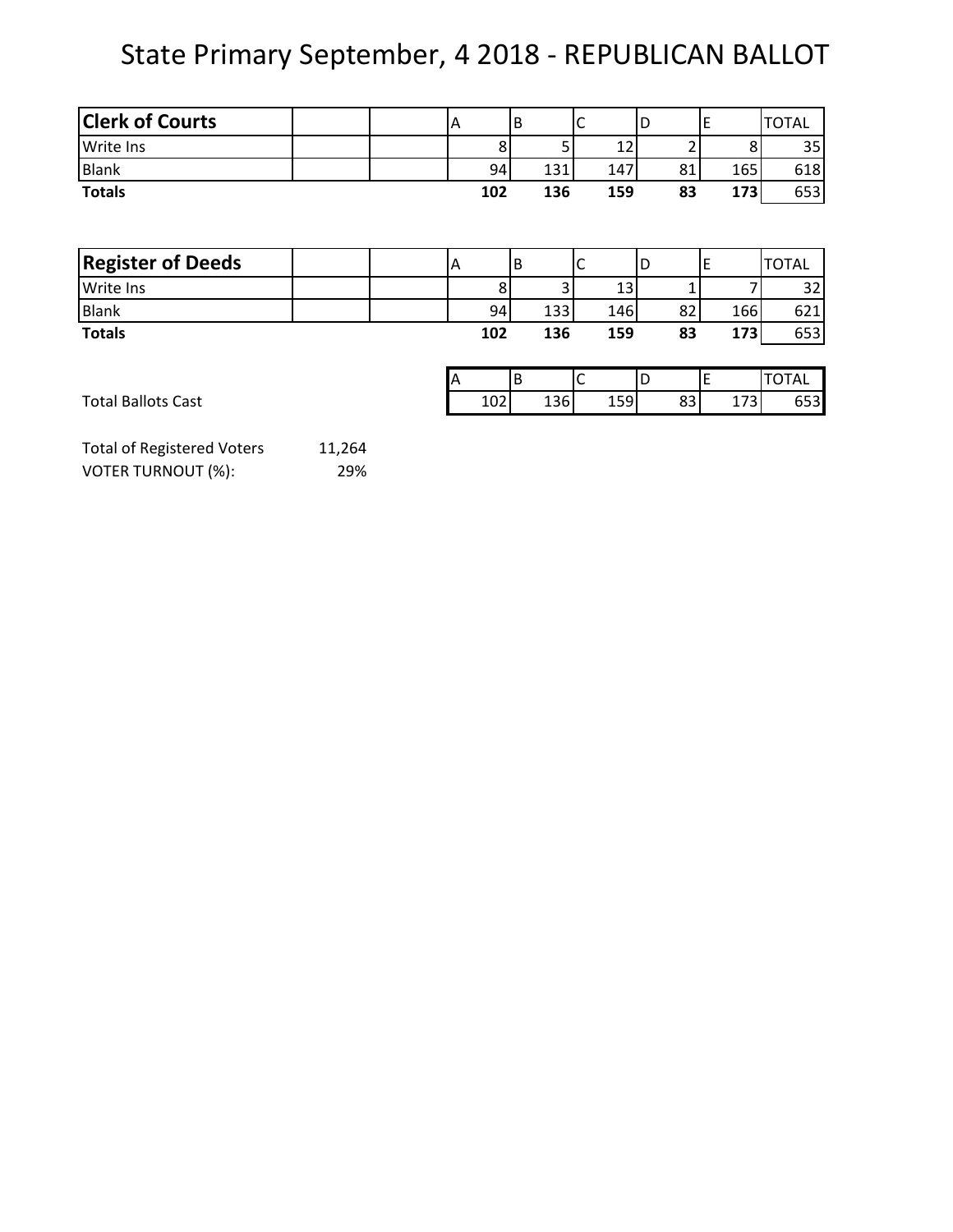# State Primary September, 4 2018 - REPUBLICAN BALLOT

| Clerk of Courts | | | A | B | C | D | E | TOTAL |
|---|---|---|---|---|---|---|---|---|
| Write Ins | | | 8 | 5 | 12 | 2 | 8 | 35 |
| Blank | | | 94 | 131 | 147 | 81 | 165 | 618 |
| **Totals** | | | **102** | **136** | **159** | **83** | **173** | 653 |

| Register of Deeds | | | A | B | C | D | E | TOTAL |
|---|---|---|---|---|---|---|---|---|
| Write Ins | | | 8 | 3 | 13 | 1 | 7 | 32 |
| Blank | | | 94 | 133 | 146 | 82 | 166 | 621 |
| **Totals** | | | **102** | **136** | **159** | **83** | **173** | 653 |

| | A | B | C | D | E | TOTAL |
|---|---|---|---|---|---|---|
| Total Ballots Cast | 102 | 136 | 159 | 83 | 173 | 653 |

| | |
|---|---|
| Total of Registered Voters | 11,264 |
| VOTER TURNOUT (%): | 29% |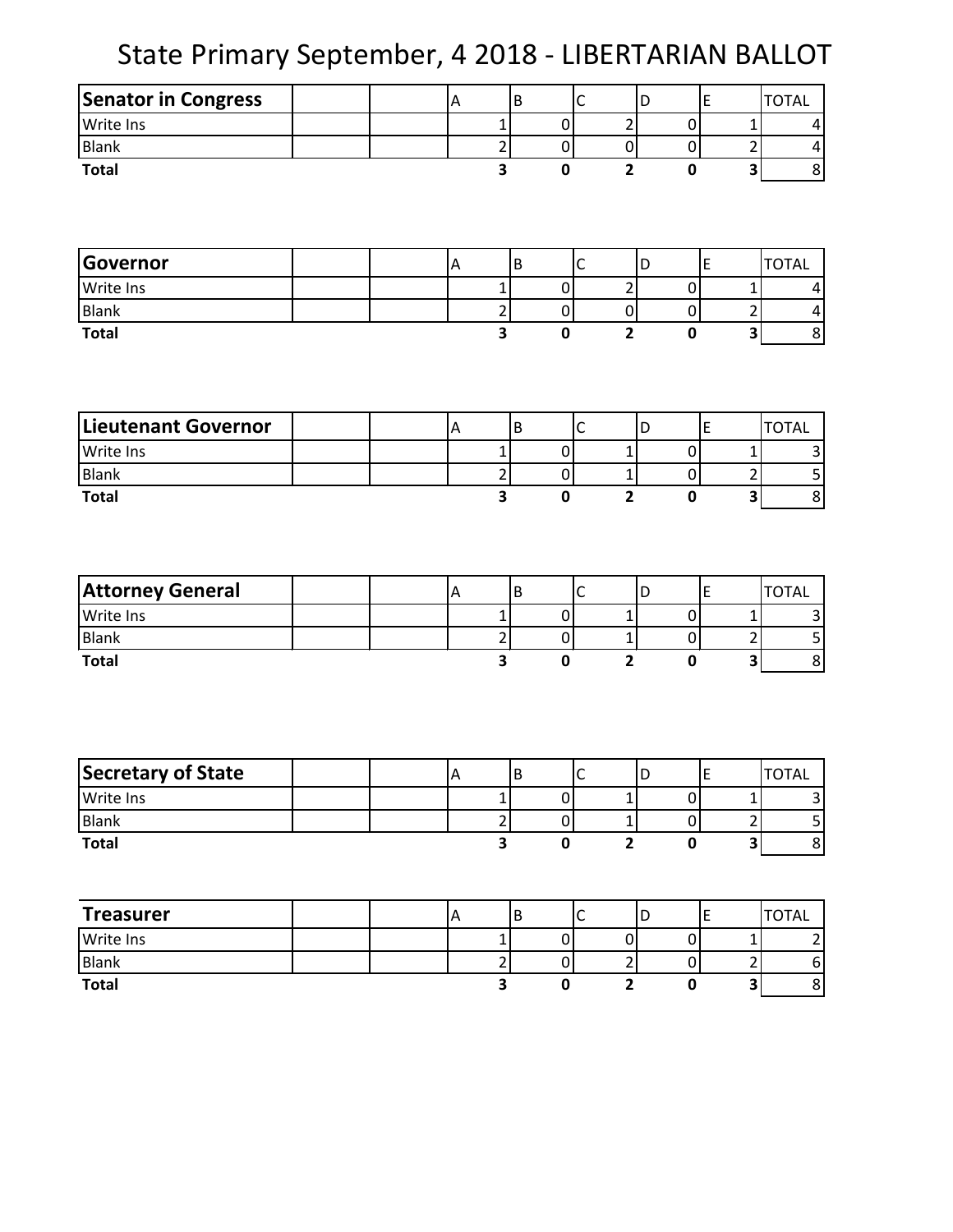# State Primary September, 4 2018 - LIBERTARIAN BALLOT

| Senator in Congress | | | A | B | C | D | E | TOTAL |
|---|---|---|---|---|---|---|---|---|
| Write Ins | | | 1 | 0 | 2 | 0 | 1 | 4 |
| Blank | | | 2 | 0 | 0 | 0 | 2 | 4 |
| **Total** | | | **3** | **0** | **2** | **0** | **3** | 8 |

| Governor | | | A | B | C | D | E | TOTAL |
|---|---|---|---|---|---|---|---|---|
| Write Ins | | | 1 | 0 | 2 | 0 | 1 | 4 |
| Blank | | | 2 | 0 | 0 | 0 | 2 | 4 |
| **Total** | | | **3** | **0** | **2** | **0** | **3** | 8 |

| Lieutenant Governor | | | A | B | C | D | E | TOTAL |
|---|---|---|---|---|---|---|---|---|
| Write Ins | | | 1 | 0 | 1 | 0 | 1 | 3 |
| Blank | | | 2 | 0 | 1 | 0 | 2 | 5 |
| **Total** | | | **3** | **0** | **2** | **0** | **3** | 8 |

| Attorney General | | | A | B | C | D | E | TOTAL |
|---|---|---|---|---|---|---|---|---|
| Write Ins | | | 1 | 0 | 1 | 0 | 1 | 3 |
| Blank | | | 2 | 0 | 1 | 0 | 2 | 5 |
| **Total** | | | **3** | **0** | **2** | **0** | **3** | 8 |

| Secretary of State | | | A | B | C | D | E | TOTAL |
|---|---|---|---|---|---|---|---|---|
| Write Ins | | | 1 | 0 | 1 | 0 | 1 | 3 |
| Blank | | | 2 | 0 | 1 | 0 | 2 | 5 |
| **Total** | | | **3** | **0** | **2** | **0** | **3** | 8 |

| Treasurer | | | A | B | C | D | E | TOTAL |
|---|---|---|---|---|---|---|---|---|
| Write Ins | | | 1 | 0 | 0 | 0 | 1 | 2 |
| Blank | | | 2 | 0 | 2 | 0 | 2 | 6 |
| **Total** | | | **3** | **0** | **2** | **0** | **3** | 8 |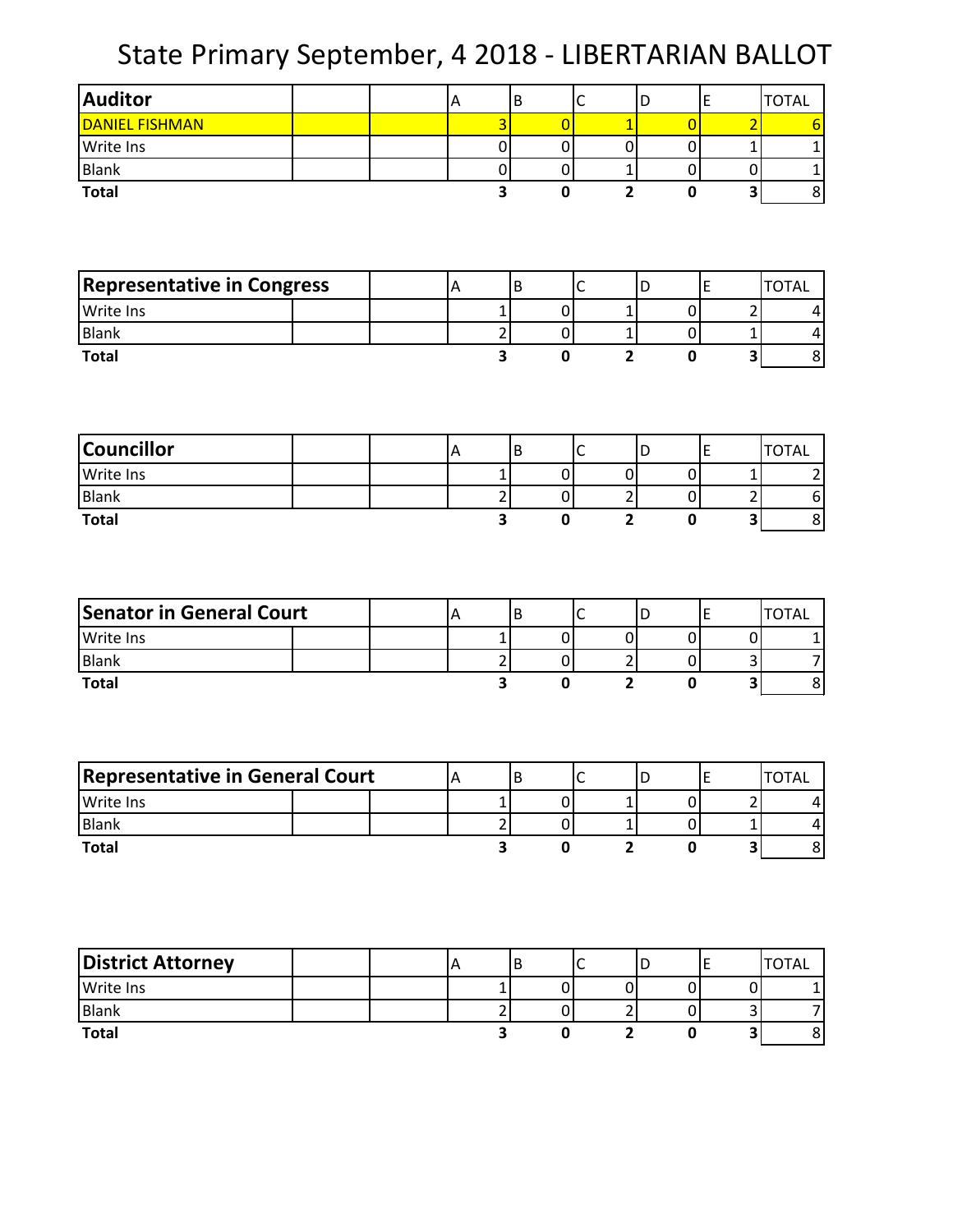# State Primary September, 4 2018 - LIBERTARIAN BALLOT

| Auditor | A | B | C | D | E | TOTAL |
|---|---|---|---|---|---|---|
| DANIEL FISHMAN | 3 | 0 | 1 | 0 | 2 | 6 |
| Write Ins | 0 | 0 | 0 | 0 | 1 | 1 |
| Blank | 0 | 0 | 1 | 0 | 0 | 1 |
| **Total** | **3** | **0** | **2** | **0** | **3** | 8 |

| Representative in Congress | A | B | C | D | E | TOTAL |
|---|---|---|---|---|---|---|
| Write Ins | 1 | 0 | 1 | 0 | 2 | 4 |
| Blank | 2 | 0 | 1 | 0 | 1 | 4 |
| **Total** | **3** | **0** | **2** | **0** | **3** | 8 |

| Councillor | A | B | C | D | E | TOTAL |
|---|---|---|---|---|---|---|
| Write Ins | 1 | 0 | 0 | 0 | 1 | 2 |
| Blank | 2 | 0 | 2 | 0 | 2 | 6 |
| **Total** | **3** | **0** | **2** | **0** | **3** | 8 |

| Senator in General Court | A | B | C | D | E | TOTAL |
|---|---|---|---|---|---|---|
| Write Ins | 1 | 0 | 0 | 0 | 0 | 1 |
| Blank | 2 | 0 | 2 | 0 | 3 | 7 |
| **Total** | **3** | **0** | **2** | **0** | **3** | 8 |

| Representative in General Court | A | B | C | D | E | TOTAL |
|---|---|---|---|---|---|---|
| Write Ins | 1 | 0 | 1 | 0 | 2 | 4 |
| Blank | 2 | 0 | 1 | 0 | 1 | 4 |
| **Total** | **3** | **0** | **2** | **0** | **3** | 8 |

| District Attorney | A | B | C | D | E | TOTAL |
|---|---|---|---|---|---|---|
| Write Ins | 1 | 0 | 0 | 0 | 0 | 1 |
| Blank | 2 | 0 | 2 | 0 | 3 | 7 |
| **Total** | **3** | **0** | **2** | **0** | **3** | 8 |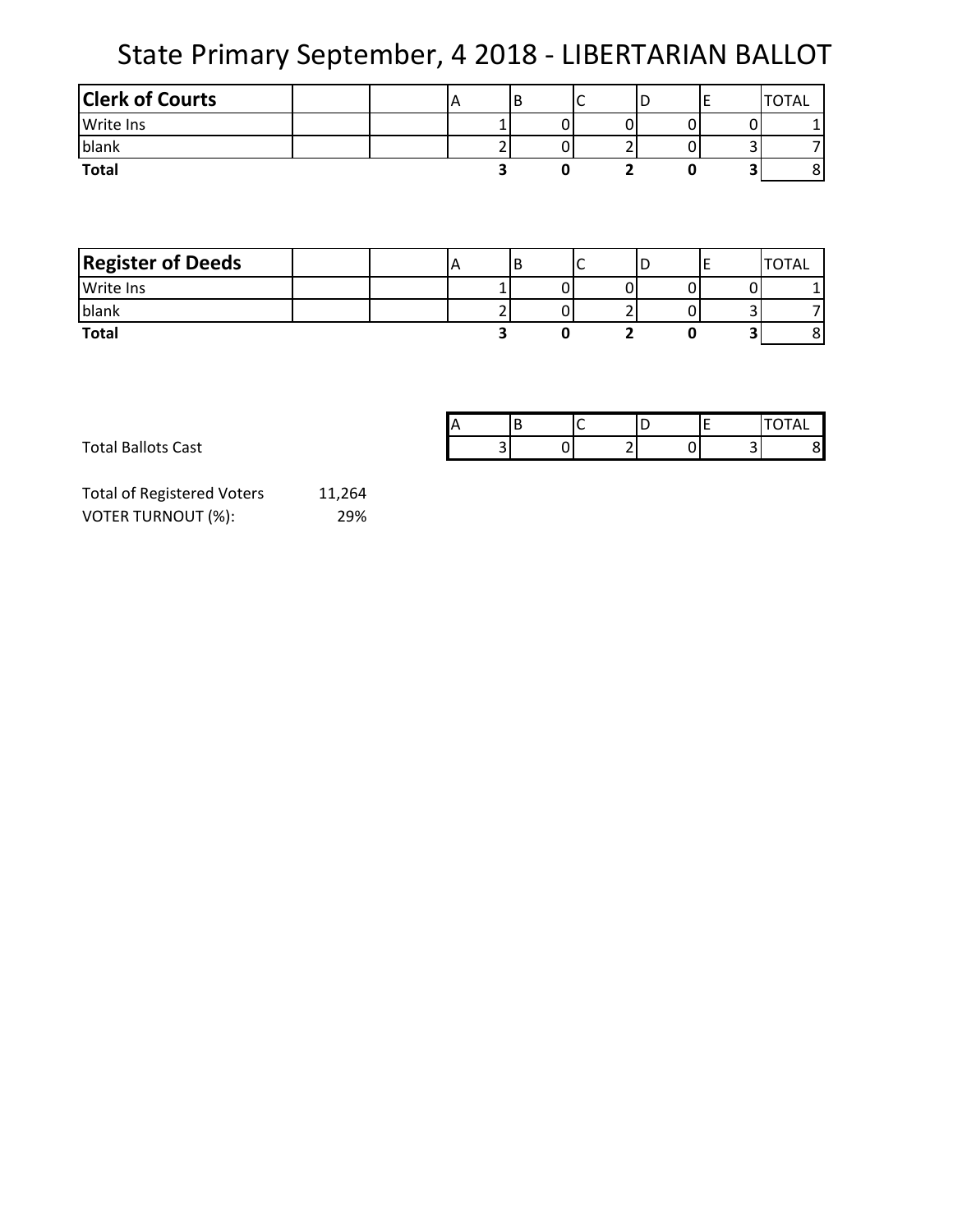# State Primary September, 4 2018 - LIBERTARIAN BALLOT

| Clerk of Courts | | | A | B | C | D | E | TOTAL |
|---|---|---|---|---|---|---|---|---|
| Write Ins | | | 1 | 0 | 0 | 0 | 0 | 1 |
| blank | | | 2 | 0 | 2 | 0 | 3 | 7 |
| **Total** | | | **3** | **0** | **2** | **0** | **3** | 8 |

| Register of Deeds | | | A | B | C | D | E | TOTAL |
|---|---|---|---|---|---|---|---|---|
| Write Ins | | | 1 | 0 | 0 | 0 | 0 | 1 |
| blank | | | 2 | 0 | 2 | 0 | 3 | 7 |
| **Total** | | | **3** | **0** | **2** | **0** | **3** | 8 |

| | A | B | C | D | E | TOTAL |
|---|---|---|---|---|---|---|
| Total Ballots Cast | 3 | 0 | 2 | 0 | 3 | 8 |

| | |
|---|---|
| Total of Registered Voters | 11,264 |
| VOTER TURNOUT (%): | 29% |